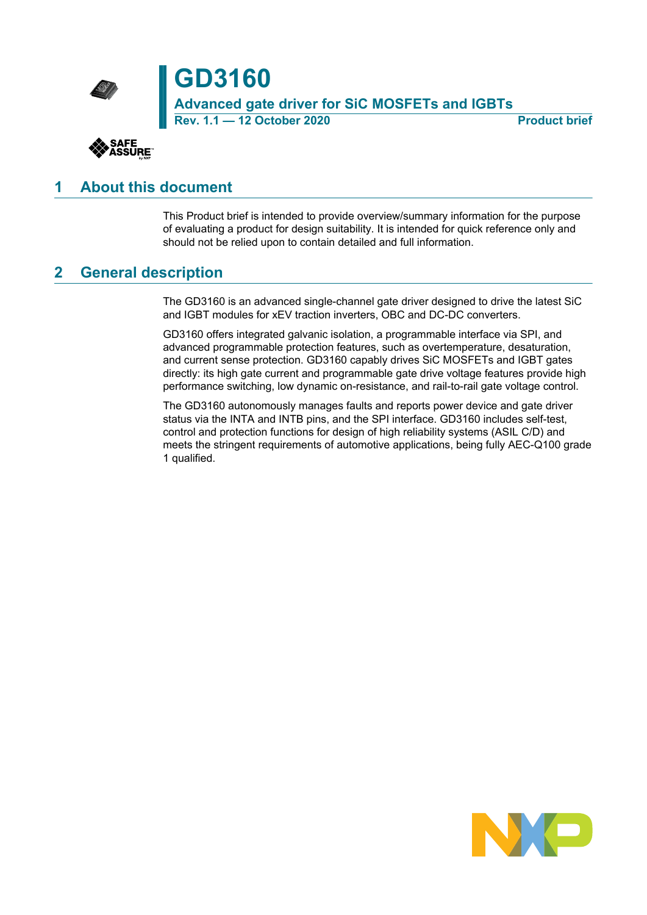# GD3160

**Advanced gate driver for SiC MOSFETs and IGBTs**

**Rev. 1.1 — 12 October 2020** **Product brief**

## 1 About this document

This Product brief is intended to provide overview/summary information for the purpose of evaluating a product for design suitability. It is intended for quick reference only and should not be relied upon to contain detailed and full information.

## 2 General description

The GD3160 is an advanced single-channel gate driver designed to drive the latest SiC and IGBT modules for xEV traction inverters, OBC and DC-DC converters.

GD3160 offers integrated galvanic isolation, a programmable interface via SPI, and advanced programmable protection features, such as overtemperature, desaturation, and current sense protection. GD3160 capably drives SiC MOSFETs and IGBT gates directly: its high gate current and programmable gate drive voltage features provide high performance switching, low dynamic on-resistance, and rail-to-rail gate voltage control.

The GD3160 autonomously manages faults and reports power device and gate driver status via the INTA and INTB pins, and the SPI interface. GD3160 includes self-test, control and protection functions for design of high reliability systems (ASIL C/D) and meets the stringent requirements of automotive applications, being fully AEC-Q100 grade 1 qualified.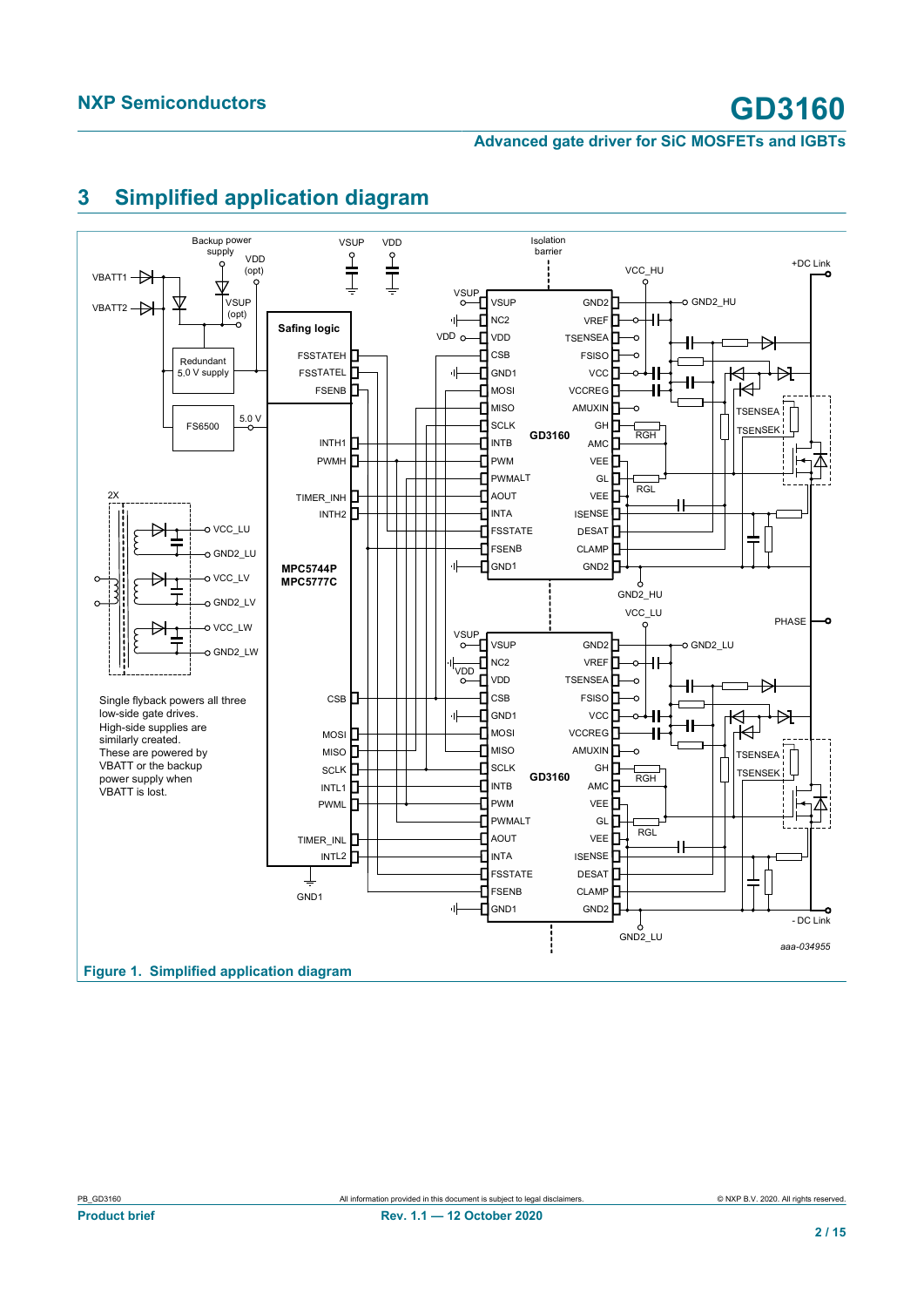## 3 Simplified application diagram

Figure 1. Simplified application diagram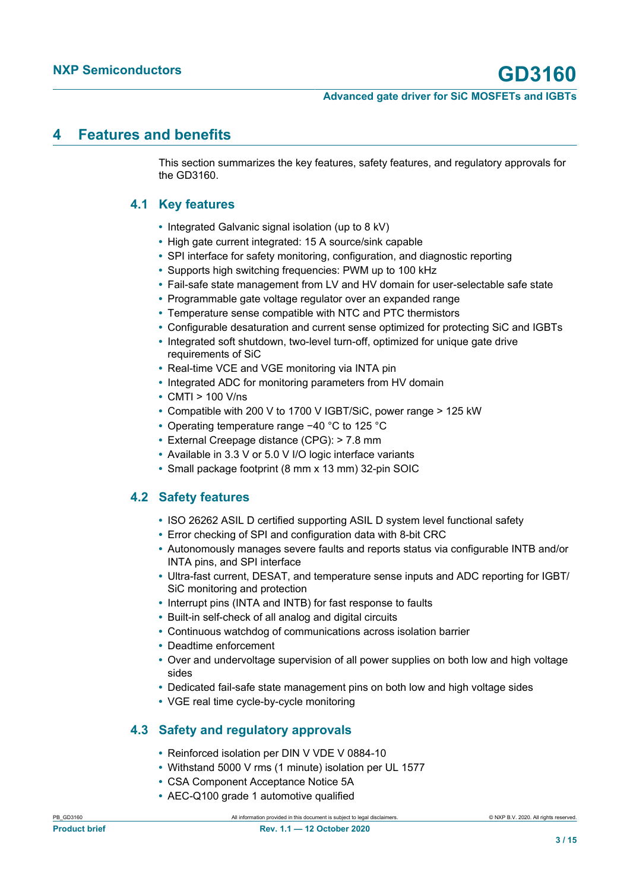## 4 Features and benefits

This section summarizes the key features, safety features, and regulatory approvals for the GD3160.

### 4.1 Key features

- Integrated Galvanic signal isolation (up to 8 kV)
- High gate current integrated: 15 A source/sink capable
- SPI interface for safety monitoring, configuration, and diagnostic reporting
- Supports high switching frequencies: PWM up to 100 kHz
- Fail-safe state management from LV and HV domain for user-selectable safe state
- Programmable gate voltage regulator over an expanded range
- Temperature sense compatible with NTC and PTC thermistors
- Configurable desaturation and current sense optimized for protecting SiC and IGBTs
- Integrated soft shutdown, two-level turn-off, optimized for unique gate drive requirements of SiC
- Real-time VCE and VGE monitoring via INTA pin
- Integrated ADC for monitoring parameters from HV domain
- CMTI > 100 V/ns
- Compatible with 200 V to 1700 V IGBT/SiC, power range > 125 kW
- Operating temperature range −40 °C to 125 °C
- External Creepage distance (CPG): > 7.8 mm
- Available in 3.3 V or 5.0 V I/O logic interface variants
- Small package footprint (8 mm x 13 mm) 32-pin SOIC

### 4.2 Safety features

- ISO 26262 ASIL D certified supporting ASIL D system level functional safety
- Error checking of SPI and configuration data with 8-bit CRC
- Autonomously manages severe faults and reports status via configurable INTB and/or INTA pins, and SPI interface
- Ultra-fast current, DESAT, and temperature sense inputs and ADC reporting for IGBT/ SiC monitoring and protection
- Interrupt pins (INTA and INTB) for fast response to faults
- Built-in self-check of all analog and digital circuits
- Continuous watchdog of communications across isolation barrier
- Deadtime enforcement
- Over and undervoltage supervision of all power supplies on both low and high voltage sides
- Dedicated fail-safe state management pins on both low and high voltage sides
- VGE real time cycle-by-cycle monitoring

### 4.3 Safety and regulatory approvals

- Reinforced isolation per DIN V VDE V 0884-10
- Withstand 5000 V rms (1 minute) isolation per UL 1577
- CSA Component Acceptance Notice 5A
- AEC-Q100 grade 1 automotive qualified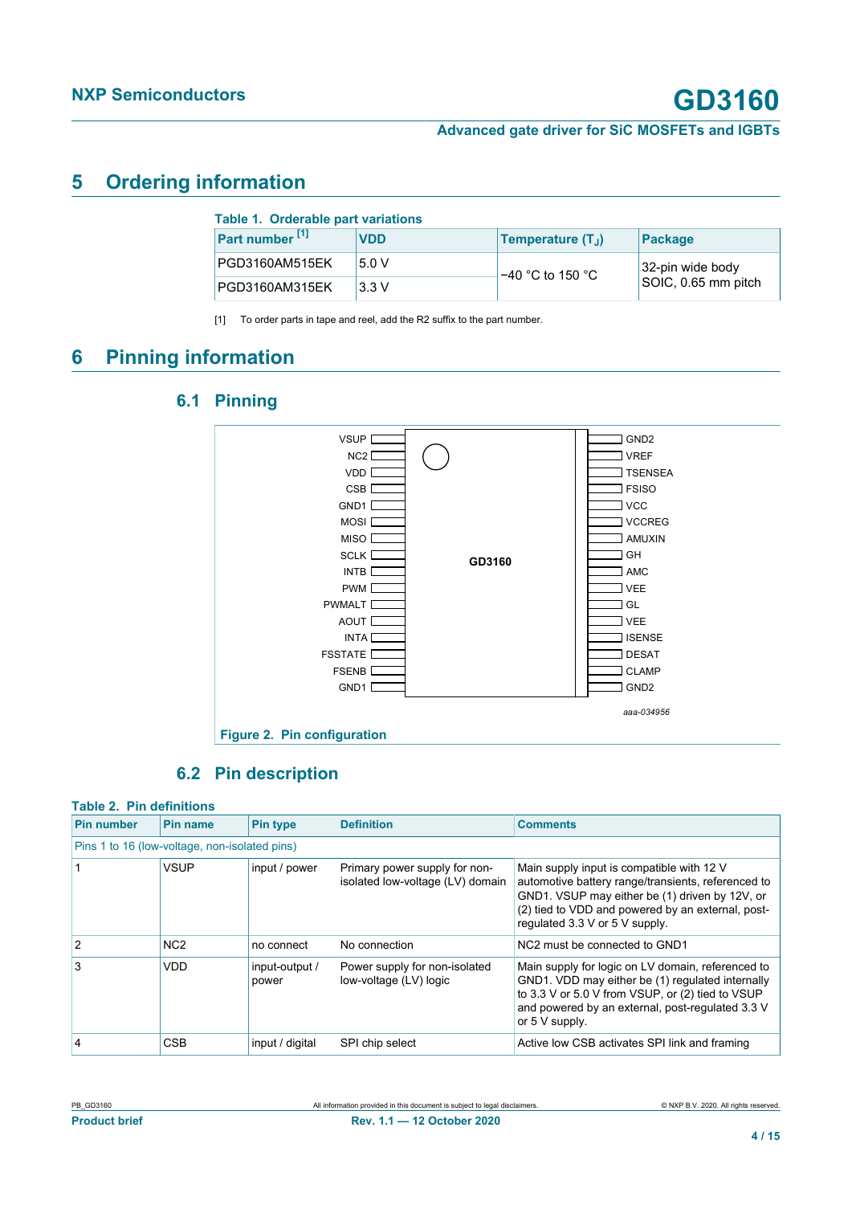# 5 Ordering information

**Table 1. Orderable part variations**

| Part number [1] | VDD | Temperature ($T_J$) | Package |
|---|---|---|---|
| PGD3160AM515EK | 5.0 V | −40 °C to 150 °C | 32-pin wide body SOIC, 0.65 mm pitch |
| PGD3160AM315EK | 3.3 V | | |

[1] To order parts in tape and reel, add the R2 suffix to the part number.

# 6 Pinning information

## 6.1 Pinning

| Left pins | GD3160 | Right pins |
|---|---|---|
| VSUP | | GND2 |
| NC2 | | VREF |
| VDD | | TSENSEA |
| CSB | | FSISO |
| GND1 | | VCC |
| MOSI | | VCCREG |
| MISO | | AMUXIN |
| SCLK | | GH |
| INTB | | AMC |
| PWM | | VEE |
| PWMALT | | GL |
| AOUT | | VEE |
| INTA | | ISENSE |
| FSSTATE | | DESAT |
| FSENB | | CLAMP |
| GND1 | | GND2 |

aaa-034956

**Figure 2. Pin configuration**

## 6.2 Pin description

**Table 2. Pin definitions**

| Pin number | Pin name | Pin type | Definition | Comments |
|---|---|---|---|---|
| Pins 1 to 16 (low-voltage, non-isolated pins) | | | | |
| 1 | VSUP | input / power | Primary power supply for non-isolated low-voltage (LV) domain | Main supply input is compatible with 12 V automotive battery range/transients, referenced to GND1. VSUP may either be (1) driven by 12V, or (2) tied to VDD and powered by an external, post-regulated 3.3 V or 5 V supply. |
| 2 | NC2 | no connect | No connection | NC2 must be connected to GND1 |
| 3 | VDD | input-output / power | Power supply for non-isolated low-voltage (LV) logic | Main supply for logic on LV domain, referenced to GND1. VDD may either be (1) regulated internally to 3.3 V or 5.0 V from VSUP, or (2) tied to VSUP and powered by an external, post-regulated 3.3 V or 5 V supply. |
| 4 | CSB | input / digital | SPI chip select | Active low CSB activates SPI link and framing |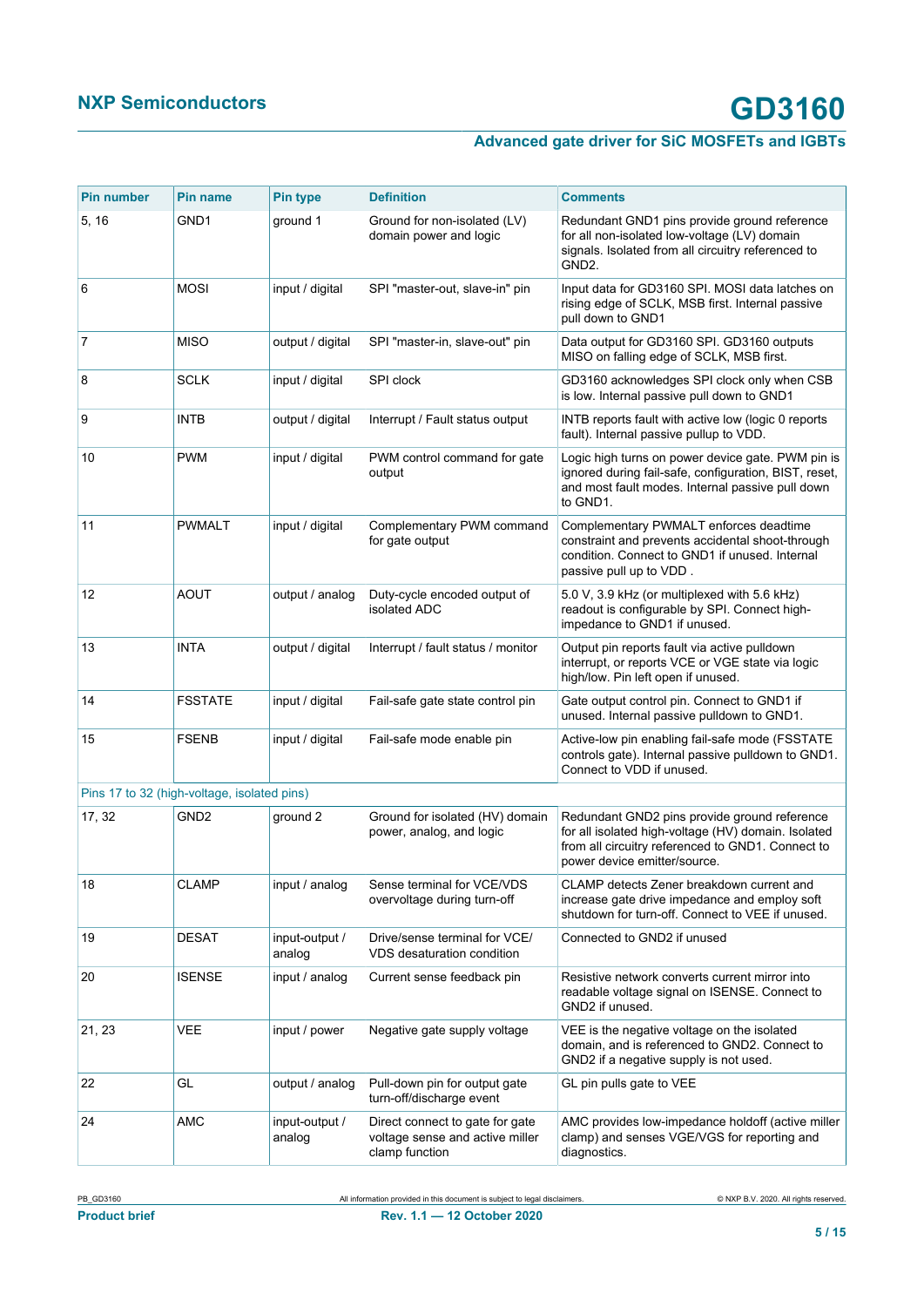| Pin number | Pin name | Pin type | Definition | Comments |
|---|---|---|---|---|
| 5, 16 | GND1 | ground 1 | Ground for non-isolated (LV) domain power and logic | Redundant GND1 pins provide ground reference for all non-isolated low-voltage (LV) domain signals. Isolated from all circuitry referenced to GND2. |
| 6 | MOSI | input / digital | SPI "master-out, slave-in" pin | Input data for GD3160 SPI. MOSI data latches on rising edge of SCLK, MSB first. Internal passive pull down to GND1 |
| 7 | MISO | output / digital | SPI "master-in, slave-out" pin | Data output for GD3160 SPI. GD3160 outputs MISO on falling edge of SCLK, MSB first. |
| 8 | SCLK | input / digital | SPI clock | GD3160 acknowledges SPI clock only when CSB is low. Internal passive pull down to GND1 |
| 9 | INTB | output / digital | Interrupt / Fault status output | INTB reports fault with active low (logic 0 reports fault). Internal passive pullup to VDD. |
| 10 | PWM | input / digital | PWM control command for gate output | Logic high turns on power device gate. PWM pin is ignored during fail-safe, configuration, BIST, reset, and most fault modes. Internal passive pull down to GND1. |
| 11 | PWMALT | input / digital | Complementary PWM command for gate output | Complementary PWMALT enforces deadtime constraint and prevents accidental shoot-through condition. Connect to GND1 if unused. Internal passive pull up to VDD . |
| 12 | AOUT | output / analog | Duty-cycle encoded output of isolated ADC | 5.0 V, 3.9 kHz (or multiplexed with 5.6 kHz) readout is configurable by SPI. Connect high-impedance to GND1 if unused. |
| 13 | INTA | output / digital | Interrupt / fault status / monitor | Output pin reports fault via active pulldown interrupt, or reports VCE or VGE state via logic high/low. Pin left open if unused. |
| 14 | FSSTATE | input / digital | Fail-safe gate state control pin | Gate output control pin. Connect to GND1 if unused. Internal passive pulldown to GND1. |
| 15 | FSENB | input / digital | Fail-safe mode enable pin | Active-low pin enabling fail-safe mode (FSSTATE controls gate). Internal passive pulldown to GND1. Connect to VDD if unused. |
| Pins 17 to 32 (high-voltage, isolated pins) | | | | |
| 17, 32 | GND2 | ground 2 | Ground for isolated (HV) domain power, analog, and logic | Redundant GND2 pins provide ground reference for all isolated high-voltage (HV) domain. Isolated from all circuitry referenced to GND1. Connect to power device emitter/source. |
| 18 | CLAMP | input / analog | Sense terminal for VCE/VDS overvoltage during turn-off | CLAMP detects Zener breakdown current and increase gate drive impedance and employ soft shutdown for turn-off. Connect to VEE if unused. |
| 19 | DESAT | input-output / analog | Drive/sense terminal for VCE/ VDS desaturation condition | Connected to GND2 if unused |
| 20 | ISENSE | input / analog | Current sense feedback pin | Resistive network converts current mirror into readable voltage signal on ISENSE. Connect to GND2 if unused. |
| 21, 23 | VEE | input / power | Negative gate supply voltage | VEE is the negative voltage on the isolated domain, and is referenced to GND2. Connect to GND2 if a negative supply is not used. |
| 22 | GL | output / analog | Pull-down pin for output gate turn-off/discharge event | GL pin pulls gate to VEE |
| 24 | AMC | input-output / analog | Direct connect to gate for gate voltage sense and active miller clamp function | AMC provides low-impedance holdoff (active miller clamp) and senses VGE/VGS for reporting and diagnostics. |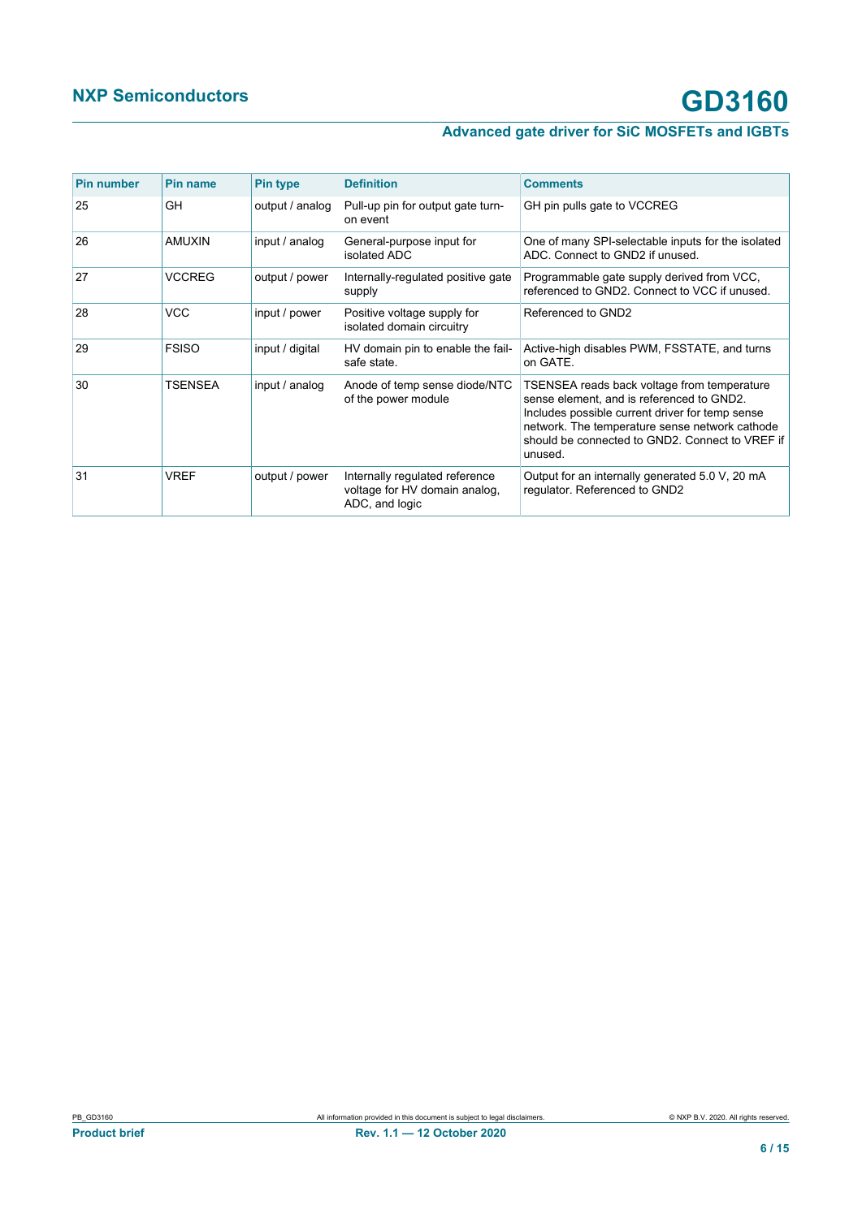| Pin number | Pin name | Pin type | Definition | Comments |
|---|---|---|---|---|
| 25 | GH | output / analog | Pull-up pin for output gate turn-on event | GH pin pulls gate to VCCREG |
| 26 | AMUXIN | input / analog | General-purpose input for isolated ADC | One of many SPI-selectable inputs for the isolated ADC. Connect to GND2 if unused. |
| 27 | VCCREG | output / power | Internally-regulated positive gate supply | Programmable gate supply derived from VCC, referenced to GND2. Connect to VCC if unused. |
| 28 | VCC | input / power | Positive voltage supply for isolated domain circuitry | Referenced to GND2 |
| 29 | FSISO | input / digital | HV domain pin to enable the fail-safe state. | Active-high disables PWM, FSSTATE, and turns on GATE. |
| 30 | TSENSEA | input / analog | Anode of temp sense diode/NTC of the power module | TSENSEA reads back voltage from temperature sense element, and is referenced to GND2. Includes possible current driver for temp sense network. The temperature sense network cathode should be connected to GND2. Connect to VREF if unused. |
| 31 | VREF | output / power | Internally regulated reference voltage for HV domain analog, ADC, and logic | Output for an internally generated 5.0 V, 20 mA regulator. Referenced to GND2 |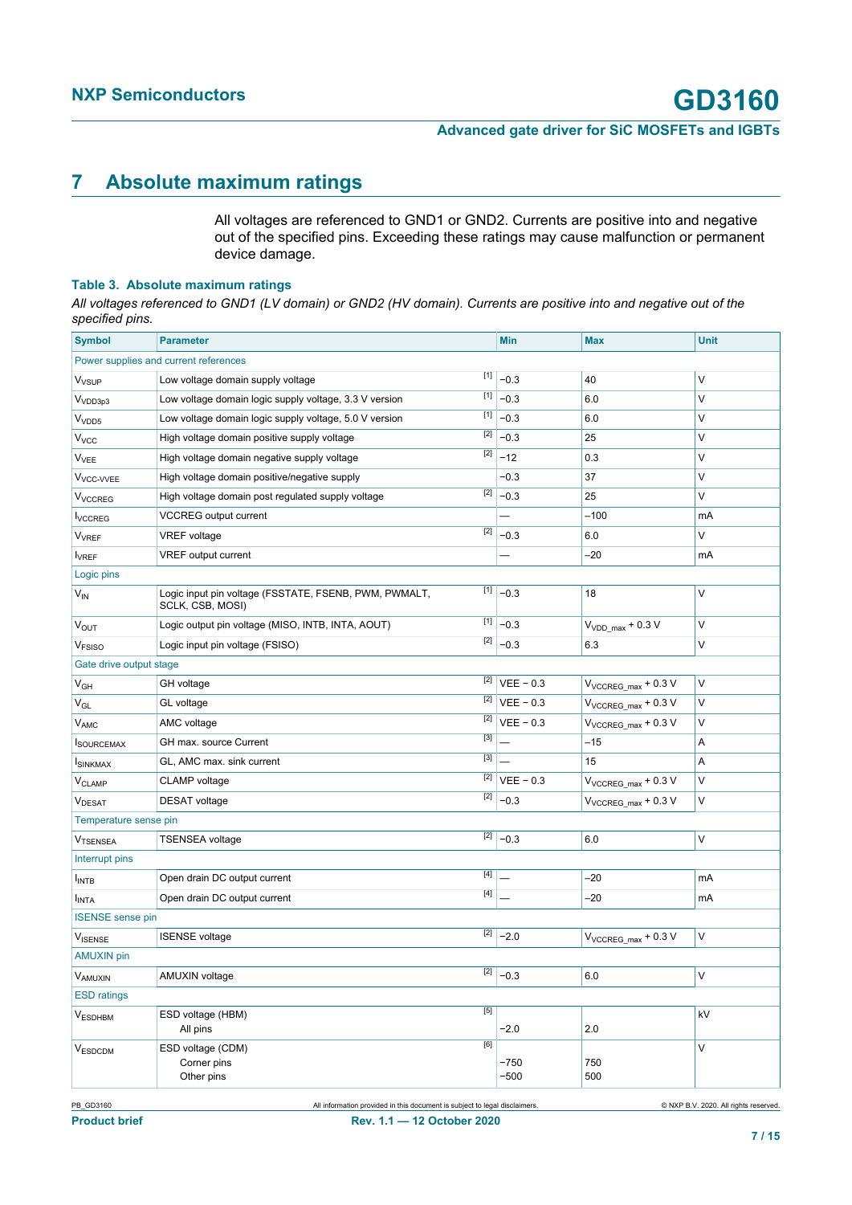# 7 Absolute maximum ratings

All voltages are referenced to GND1 or GND2. Currents are positive into and negative out of the specified pins. Exceeding these ratings may cause malfunction or permanent device damage.

**Table 3. Absolute maximum ratings**

*All voltages referenced to GND1 (LV domain) or GND2 (HV domain). Currents are positive into and negative out of the specified pins.*

| Symbol | Parameter | | Min | Max | Unit |
|---|---|---|---|---|---|
| Power supplies and current references | | | | | |
| $V_{VSUP}$ | Low voltage domain supply voltage | [1] | −0.3 | 40 | V |
| $V_{VDD3p3}$ | Low voltage domain logic supply voltage, 3.3 V version | [1] | −0.3 | 6.0 | V |
| $V_{VDD5}$ | Low voltage domain logic supply voltage, 5.0 V version | [1] | −0.3 | 6.0 | V |
| $V_{VCC}$ | High voltage domain positive supply voltage | [2] | −0.3 | 25 | V |
| $V_{VEE}$ | High voltage domain negative supply voltage | [2] | −12 | 0.3 | V |
| $V_{VCC\text{-}VVEE}$ | High voltage domain positive/negative supply | | −0.3 | 37 | V |
| $V_{VCCREG}$ | High voltage domain post regulated supply voltage | [2] | −0.3 | 25 | V |
| $I_{VCCREG}$ | VCCREG output current | | — | −100 | mA |
| $V_{VREF}$ | VREF voltage | [2] | −0.3 | 6.0 | V |
| $I_{VREF}$ | VREF output current | | — | −20 | mA |
| Logic pins | | | | | |
| $V_{IN}$ | Logic input pin voltage (FSSTATE, FSENB, PWM, PWMALT, SCLK, CSB, MOSI) | [1] | −0.3 | 18 | V |
| $V_{OUT}$ | Logic output pin voltage (MISO, INTB, INTA, AOUT) | [1] | −0.3 | $V_{VDD\_max}$ + 0.3 V | V |
| $V_{FSISO}$ | Logic input pin voltage (FSISO) | [2] | −0.3 | 6.3 | V |
| Gate drive output stage | | | | | |
| $V_{GH}$ | GH voltage | [2] | VEE − 0.3 | $V_{VCCREG\_max}$ + 0.3 V | V |
| $V_{GL}$ | GL voltage | [2] | VEE − 0.3 | $V_{VCCREG\_max}$ + 0.3 V | V |
| $V_{AMC}$ | AMC voltage | [2] | VEE − 0.3 | $V_{VCCREG\_max}$ + 0.3 V | V |
| $I_{SOURCEMAX}$ | GH max. source Current | [3] | — | −15 | A |
| $I_{SINKMAX}$ | GL, AMC max. sink current | [3] | — | 15 | A |
| $V_{CLAMP}$ | CLAMP voltage | [2] | VEE − 0.3 | $V_{VCCREG\_max}$ + 0.3 V | V |
| $V_{DESAT}$ | DESAT voltage | [2] | −0.3 | $V_{VCCREG\_max}$ + 0.3 V | V |
| Temperature sense pin | | | | | |
| $V_{TSENSEA}$ | TSENSEA voltage | [2] | −0.3 | 6.0 | V |
| Interrupt pins | | | | | |
| $I_{INTB}$ | Open drain DC output current | [4] | — | −20 | mA |
| $I_{INTA}$ | Open drain DC output current | [4] | — | −20 | mA |
| ISENSE sense pin | | | | | |
| $V_{ISENSE}$ | ISENSE voltage | [2] | −2.0 | $V_{VCCREG\_max}$ + 0.3 V | V |
| AMUXIN pin | | | | | |
| $V_{AMUXIN}$ | AMUXIN voltage | [2] | −0.3 | 6.0 | V |
| ESD ratings | | | | | |
| $V_{ESDHBM}$ | ESD voltage (HBM)<br>All pins | [5] | −2.0 | 2.0 | kV |
| $V_{ESDCDM}$ | ESD voltage (CDM)<br>Corner pins<br>Other pins | [6] | <br>−750<br>−500 | <br>750<br>500 | V |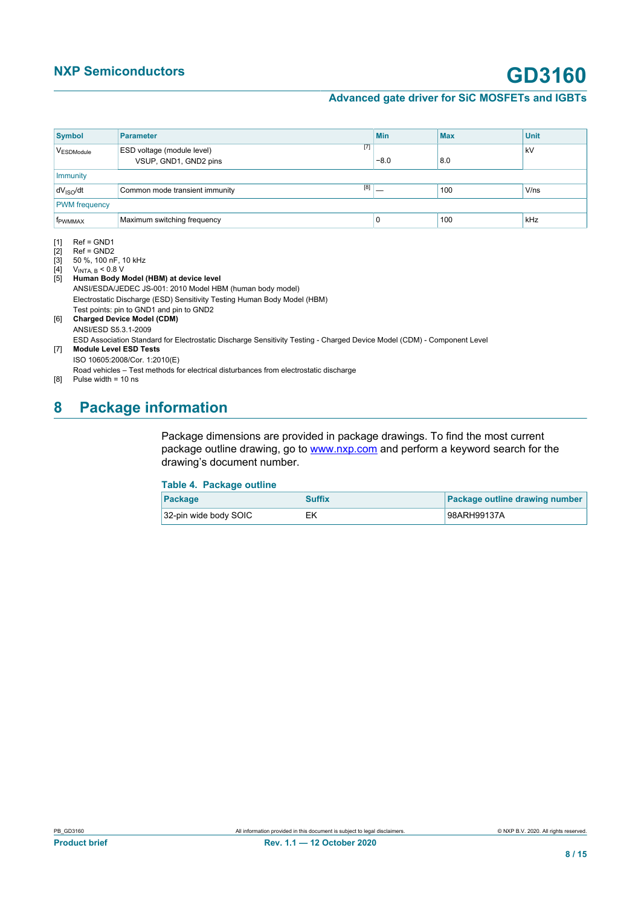| Symbol | Parameter | Min | Max | Unit |
| --- | --- | --- | --- | --- |
| $V_{ESDModule}$ | ESD voltage (module level) [7] VSUP, GND1, GND2 pins | −8.0 | 8.0 | kV |
| Immunity | | | | |
| $dV_{ISO}/dt$ | Common mode transient immunity [8] | — | 100 | V/ns |
| PWM frequency | | | | |
| $f_{PWMMAX}$ | Maximum switching frequency | 0 | 100 | kHz |

[1] Ref = GND1
[2] Ref = GND2
[3] 50 %, 100 nF, 10 kHz
[4] $V_{INTA, B}$ < 0.8 V
[5] **Human Body Model (HBM) at device level**
ANSI/ESDA/JEDEC JS-001: 2010 Model HBM (human body model)
Electrostatic Discharge (ESD) Sensitivity Testing Human Body Model (HBM)
Test points: pin to GND1 and pin to GND2
[6] **Charged Device Model (CDM)**
ANSI/ESD S5.3.1-2009
ESD Association Standard for Electrostatic Discharge Sensitivity Testing - Charged Device Model (CDM) - Component Level
[7] **Module Level ESD Tests**
ISO 10605:2008/Cor. 1:2010(E)
Road vehicles – Test methods for electrical disturbances from electrostatic discharge
[8] Pulse width = 10 ns

# 8 Package information

Package dimensions are provided in package drawings. To find the most current package outline drawing, go to www.nxp.com and perform a keyword search for the drawing's document number.

**Table 4. Package outline**

| Package | Suffix | Package outline drawing number |
| --- | --- | --- |
| 32-pin wide body SOIC | EK | 98ARH99137A |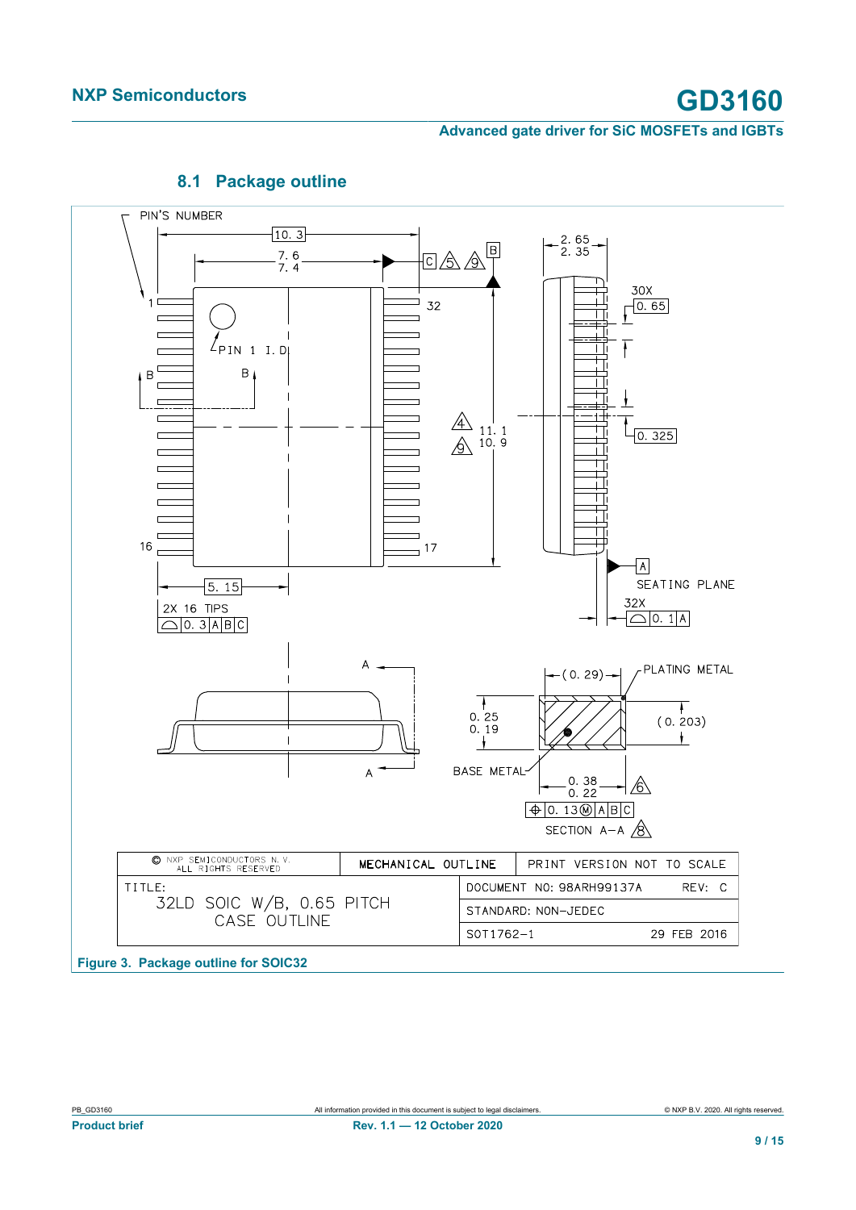## 8.1 Package outline

| © NXP SEMICONDUCTORS N. V. ALL RIGHTS RESERVED | MECHANICAL OUTLINE | PRINT VERSION NOT TO SCALE |
|---|---|---|
| TITLE: 32LD SOIC W/B, 0.65 PITCH CASE OUTLINE | | DOCUMENT NO: 98ARH99137A REV: C |
| | | STANDARD: NON-JEDEC |
| | | SOT1762-1 29 FEB 2016 |

Figure 3. Package outline for SOIC32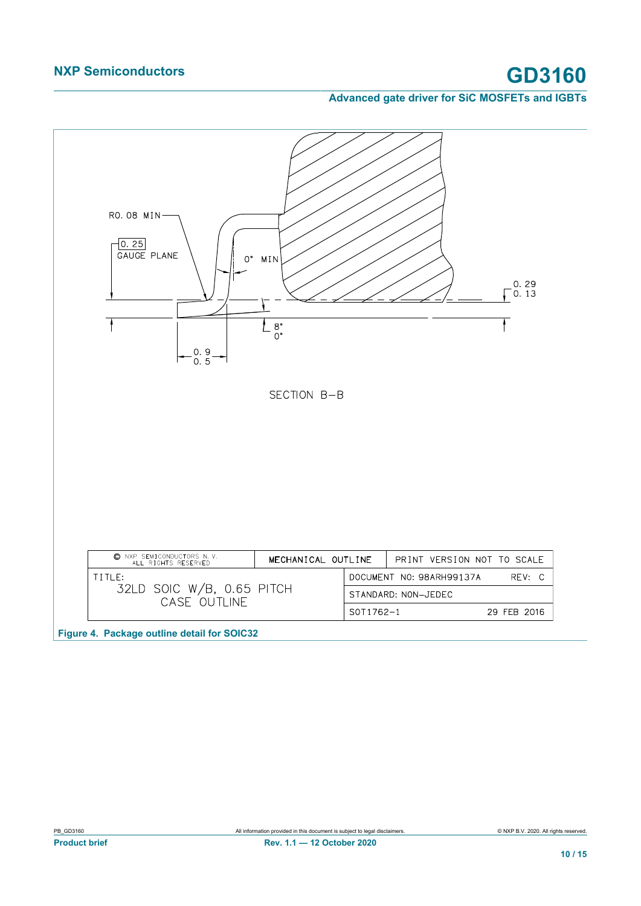R0.08 MIN

0.25
GAUGE PLANE

0° MIN

0.29
0.13

8°
0°

0.9
0.5

SECTION B–B

| © NXP SEMICONDUCTORS N.V. ALL RIGHTS RESERVED | MECHANICAL OUTLINE | PRINT VERSION NOT TO SCALE |
| --- | --- | --- |
| TITLE: 32LD SOIC W/B, 0.65 PITCH CASE OUTLINE | DOCUMENT NO: 98ARH99137A | REV: C |
| | STANDARD: NON-JEDEC | |
| | SOT1762-1 | 29 FEB 2016 |

**Figure 4. Package outline detail for SOIC32**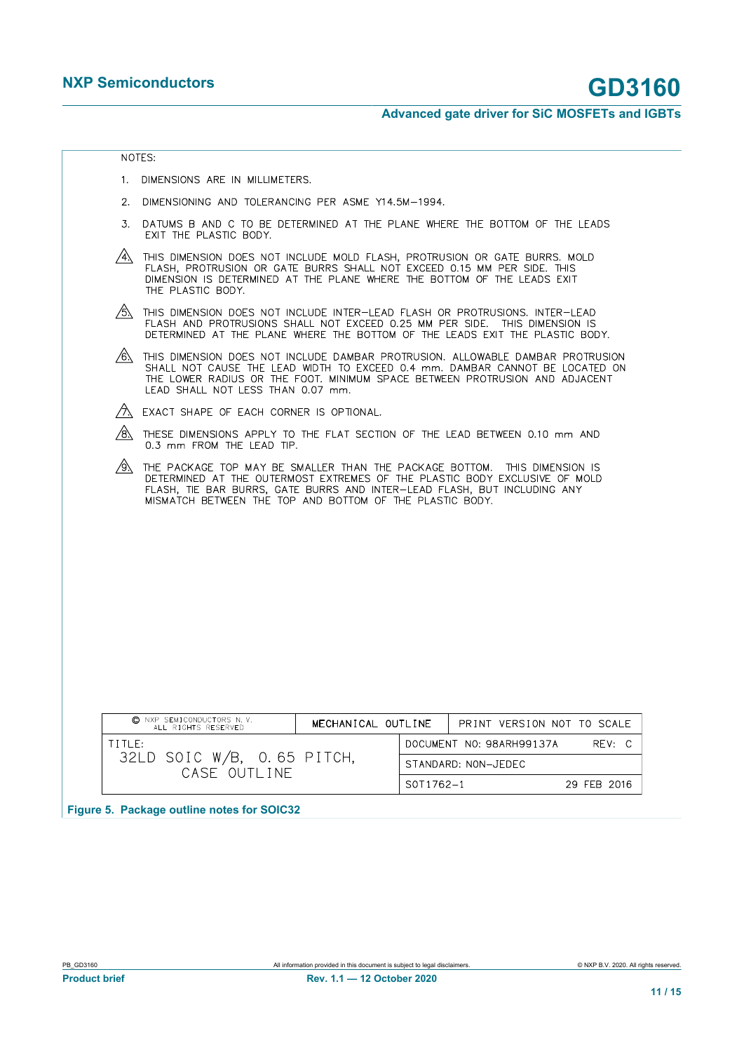NOTES:

1. DIMENSIONS ARE IN MILLIMETERS.
2. DIMENSIONING AND TOLERANCING PER ASME Y14.5M−1994.
3. DATUMS B AND C TO BE DETERMINED AT THE PLANE WHERE THE BOTTOM OF THE LEADS EXIT THE PLASTIC BODY.
4. THIS DIMENSION DOES NOT INCLUDE MOLD FLASH, PROTRUSION OR GATE BURRS. MOLD FLASH, PROTRUSION OR GATE BURRS SHALL NOT EXCEED 0.15 MM PER SIDE. THIS DIMENSION IS DETERMINED AT THE PLANE WHERE THE BOTTOM OF THE LEADS EXIT THE PLASTIC BODY.
5. THIS DIMENSION DOES NOT INCLUDE INTER−LEAD FLASH OR PROTRUSIONS. INTER−LEAD FLASH AND PROTRUSIONS SHALL NOT EXCEED 0.25 MM PER SIDE. THIS DIMENSION IS DETERMINED AT THE PLANE WHERE THE BOTTOM OF THE LEADS EXIT THE PLASTIC BODY.
6. THIS DIMENSION DOES NOT INCLUDE DAMBAR PROTRUSION. ALLOWABLE DAMBAR PROTRUSION SHALL NOT CAUSE THE LEAD WIDTH TO EXCEED 0.4 mm. DAMBAR CANNOT BE LOCATED ON THE LOWER RADIUS OR THE FOOT. MINIMUM SPACE BETWEEN PROTRUSION AND ADJACENT LEAD SHALL NOT LESS THAN 0.07 mm.
7. EXACT SHAPE OF EACH CORNER IS OPTIONAL.
8. THESE DIMENSIONS APPLY TO THE FLAT SECTION OF THE LEAD BETWEEN 0.10 mm AND 0.3 mm FROM THE LEAD TIP.
9. THE PACKAGE TOP MAY BE SMALLER THAN THE PACKAGE BOTTOM. THIS DIMENSION IS DETERMINED AT THE OUTERMOST EXTREMES OF THE PLASTIC BODY EXCLUSIVE OF MOLD FLASH, TIE BAR BURRS, GATE BURRS AND INTER−LEAD FLASH, BUT INCLUDING ANY MISMATCH BETWEEN THE TOP AND BOTTOM OF THE PLASTIC BODY.

| © NXP SEMICONDUCTORS N. V. ALL RIGHTS RESERVED | MECHANICAL OUTLINE | PRINT VERSION NOT TO SCALE |
|---|---|---|
| TITLE: 32LD SOIC W/B, 0.65 PITCH, CASE OUTLINE | | DOCUMENT NO: 98ARH99137A REV: C |
| | | STANDARD: NON−JEDEC |
| | | SOT1762−1 29 FEB 2016 |

**Figure 5. Package outline notes for SOIC32**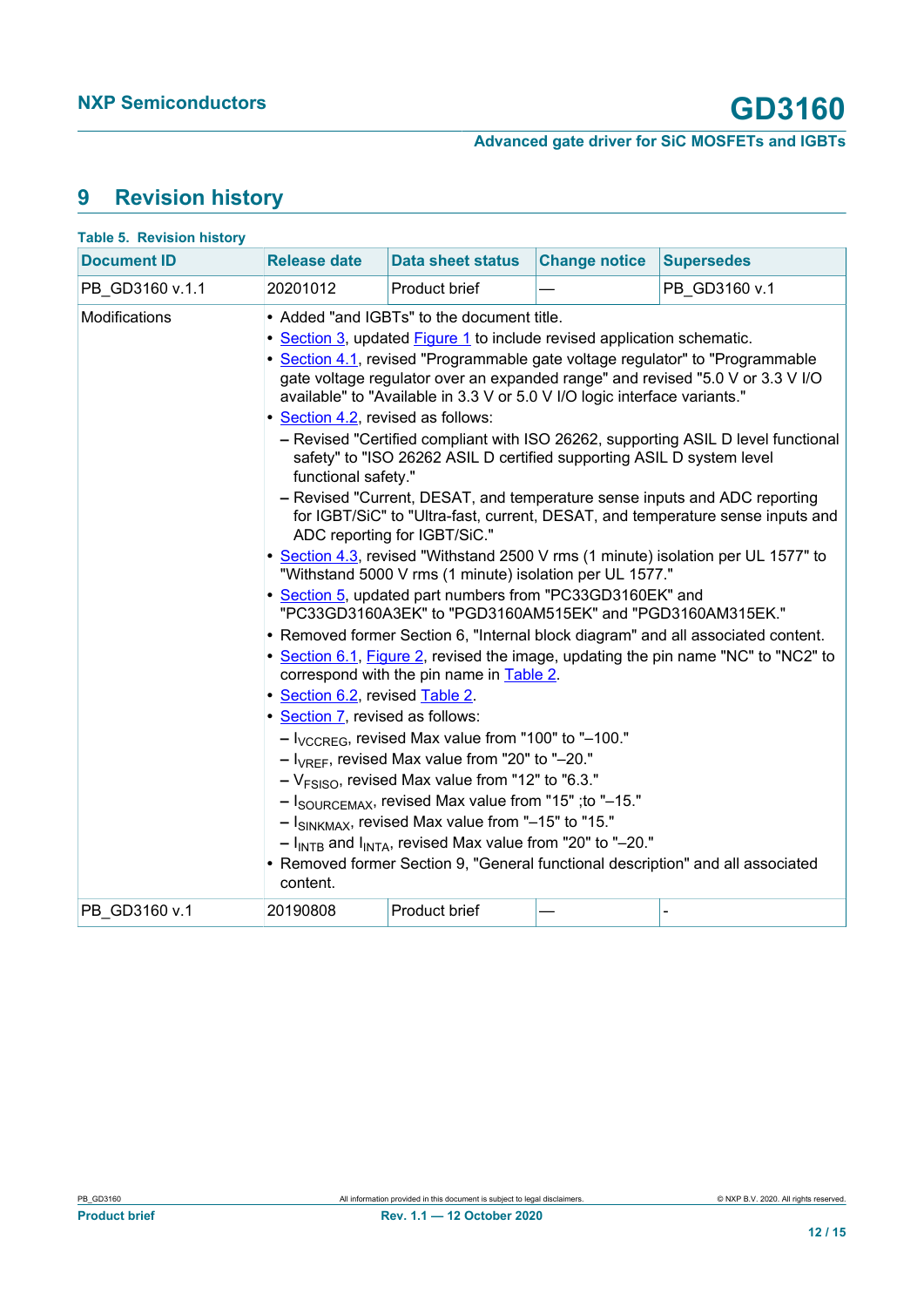# 9 Revision history

**Table 5. Revision history**

| Document ID | Release date | Data sheet status | Change notice | Supersedes |
|---|---|---|---|---|
| PB_GD3160 v.1.1 | 20201012 | Product brief | — | PB_GD3160 v.1 |
| Modifications | • Added "and IGBTs" to the document title.<br>• Section 3, updated Figure 1 to include revised application schematic.<br>• Section 4.1, revised "Programmable gate voltage regulator" to "Programmable gate voltage regulator over an expanded range" and revised "5.0 V or 3.3 V I/O available" to "Available in 3.3 V or 5.0 V I/O logic interface variants."<br>• Section 4.2, revised as follows:<br>– Revised "Certified compliant with ISO 26262, supporting ASIL D level functional safety" to "ISO 26262 ASIL D certified supporting ASIL D system level functional safety."<br>– Revised "Current, DESAT, and temperature sense inputs and ADC reporting for IGBT/SiC" to "Ultra-fast, current, DESAT, and temperature sense inputs and ADC reporting for IGBT/SiC."<br>• Section 4.3, revised "Withstand 2500 V rms (1 minute) isolation per UL 1577" to "Withstand 5000 V rms (1 minute) isolation per UL 1577."<br>• Section 5, updated part numbers from "PC33GD3160EK" and "PC33GD3160A3EK" to "PGD3160AM515EK" and "PGD3160AM315EK."<br>• Removed former Section 6, "Internal block diagram" and all associated content.<br>• Section 6.1, Figure 2, revised the image, updating the pin name "NC" to "NC2" to correspond with the pin name in Table 2.<br>• Section 6.2, revised Table 2.<br>• Section 7, revised as follows:<br>– $I_{VCCREG}$, revised Max value from "100" to "–100."<br>– $I_{VREF}$, revised Max value from "20" to "–20."<br>– $V_{FSISO}$, revised Max value from "12" to "6.3."<br>– $I_{SOURCEMAX}$, revised Max value from "15" ;to "–15."<br>– $I_{SINKMAX}$, revised Max value from "–15" to "15."<br>– $I_{INTB}$ and $I_{INTA}$, revised Max value from "20" to "–20."<br>• Removed former Section 9, "General functional description" and all associated content. | | | |
| PB_GD3160 v.1 | 20190808 | Product brief | — | - |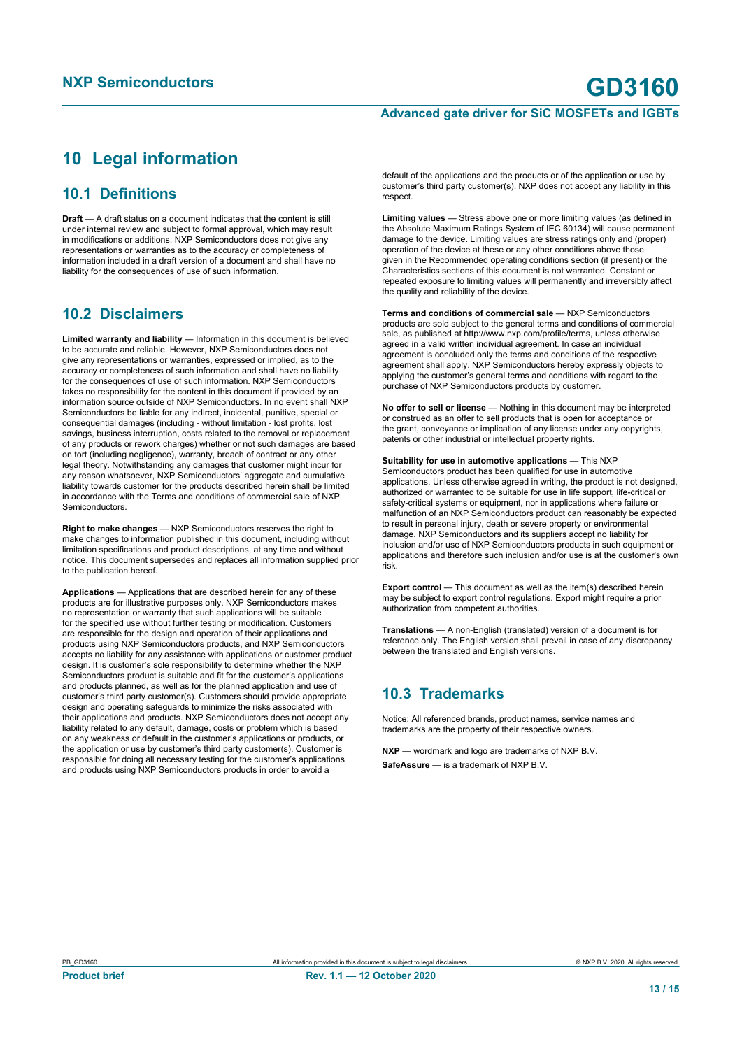# 10 Legal information

## 10.1 Definitions

**Draft** — A draft status on a document indicates that the content is still under internal review and subject to formal approval, which may result in modifications or additions. NXP Semiconductors does not give any representations or warranties as to the accuracy or completeness of information included in a draft version of a document and shall have no liability for the consequences of use of such information.

## 10.2 Disclaimers

**Limited warranty and liability** — Information in this document is believed to be accurate and reliable. However, NXP Semiconductors does not give any representations or warranties, expressed or implied, as to the accuracy or completeness of such information and shall have no liability for the consequences of use of such information. NXP Semiconductors takes no responsibility for the content in this document if provided by an information source outside of NXP Semiconductors. In no event shall NXP Semiconductors be liable for any indirect, incidental, punitive, special or consequential damages (including - without limitation - lost profits, lost savings, business interruption, costs related to the removal or replacement of any products or rework charges) whether or not such damages are based on tort (including negligence), warranty, breach of contract or any other legal theory. Notwithstanding any damages that customer might incur for any reason whatsoever, NXP Semiconductors' aggregate and cumulative liability towards customer for the products described herein shall be limited in accordance with the Terms and conditions of commercial sale of NXP Semiconductors.

**Right to make changes** — NXP Semiconductors reserves the right to make changes to information published in this document, including without limitation specifications and product descriptions, at any time and without notice. This document supersedes and replaces all information supplied prior to the publication hereof.

**Applications** — Applications that are described herein for any of these products are for illustrative purposes only. NXP Semiconductors makes no representation or warranty that such applications will be suitable for the specified use without further testing or modification. Customers are responsible for the design and operation of their applications and products using NXP Semiconductors products, and NXP Semiconductors accepts no liability for any assistance with applications or customer product design. It is customer's sole responsibility to determine whether the NXP Semiconductors product is suitable and fit for the customer's applications and products planned, as well as for the planned application and use of customer's third party customer(s). Customers should provide appropriate design and operating safeguards to minimize the risks associated with their applications and products. NXP Semiconductors does not accept any liability related to any default, damage, costs or problem which is based on any weakness or default in the customer's applications or products, or the application or use by customer's third party customer(s). Customer is responsible for doing all necessary testing for the customer's applications and products using NXP Semiconductors products in order to avoid a default of the applications and the products or of the application or use by customer's third party customer(s). NXP does not accept any liability in this respect.

**Limiting values** — Stress above one or more limiting values (as defined in the Absolute Maximum Ratings System of IEC 60134) will cause permanent damage to the device. Limiting values are stress ratings only and (proper) operation of the device at these or any other conditions above those given in the Recommended operating conditions section (if present) or the Characteristics sections of this document is not warranted. Constant or repeated exposure to limiting values will permanently and irreversibly affect the quality and reliability of the device.

**Terms and conditions of commercial sale** — NXP Semiconductors products are sold subject to the general terms and conditions of commercial sale, as published at http://www.nxp.com/profile/terms, unless otherwise agreed in a valid written individual agreement. In case an individual agreement is concluded only the terms and conditions of the respective agreement shall apply. NXP Semiconductors hereby expressly objects to applying the customer's general terms and conditions with regard to the purchase of NXP Semiconductors products by customer.

**No offer to sell or license** — Nothing in this document may be interpreted or construed as an offer to sell products that is open for acceptance or the grant, conveyance or implication of any license under any copyrights, patents or other industrial or intellectual property rights.

**Suitability for use in automotive applications** — This NXP Semiconductors product has been qualified for use in automotive applications. Unless otherwise agreed in writing, the product is not designed, authorized or warranted to be suitable for use in life support, life-critical or safety-critical systems or equipment, nor in applications where failure or malfunction of an NXP Semiconductors product can reasonably be expected to result in personal injury, death or severe property or environmental damage. NXP Semiconductors and its suppliers accept no liability for inclusion and/or use of NXP Semiconductors products in such equipment or applications and therefore such inclusion and/or use is at the customer's own risk.

**Export control** — This document as well as the item(s) described herein may be subject to export control regulations. Export might require a prior authorization from competent authorities.

**Translations** — A non-English (translated) version of a document is for reference only. The English version shall prevail in case of any discrepancy between the translated and English versions.

## 10.3 Trademarks

Notice: All referenced brands, product names, service names and trademarks are the property of their respective owners.

**NXP** — wordmark and logo are trademarks of NXP B.V.

**SafeAssure** — is a trademark of NXP B.V.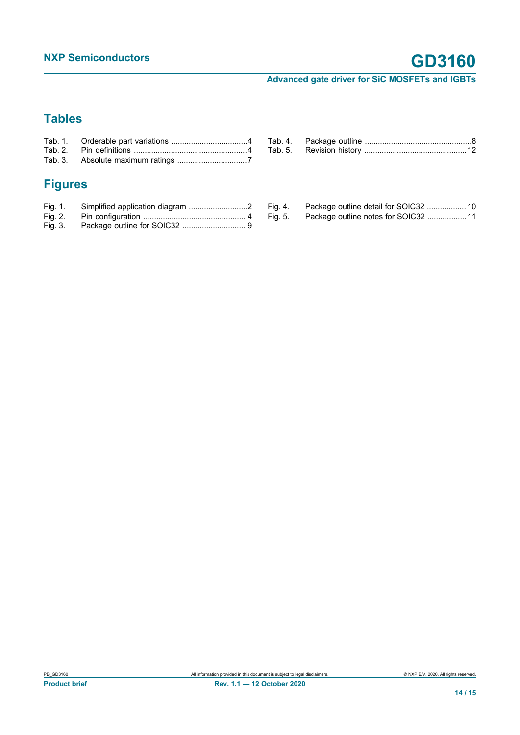## Tables

Tab. 1. Orderable part variations ....................................4
Tab. 2. Pin definitions ....................................................4
Tab. 3. Absolute maximum ratings .................................7
Tab. 4. Package outline .................................................8
Tab. 5. Revision history ...............................................12

## Figures

Fig. 1. Simplified application diagram ...........................2
Fig. 2. Pin configuration ............................................... 4
Fig. 3. Package outline for SOIC32 ............................. 9
Fig. 4. Package outline detail for SOIC32 ..................10
Fig. 5. Package outline notes for SOIC32 ..................11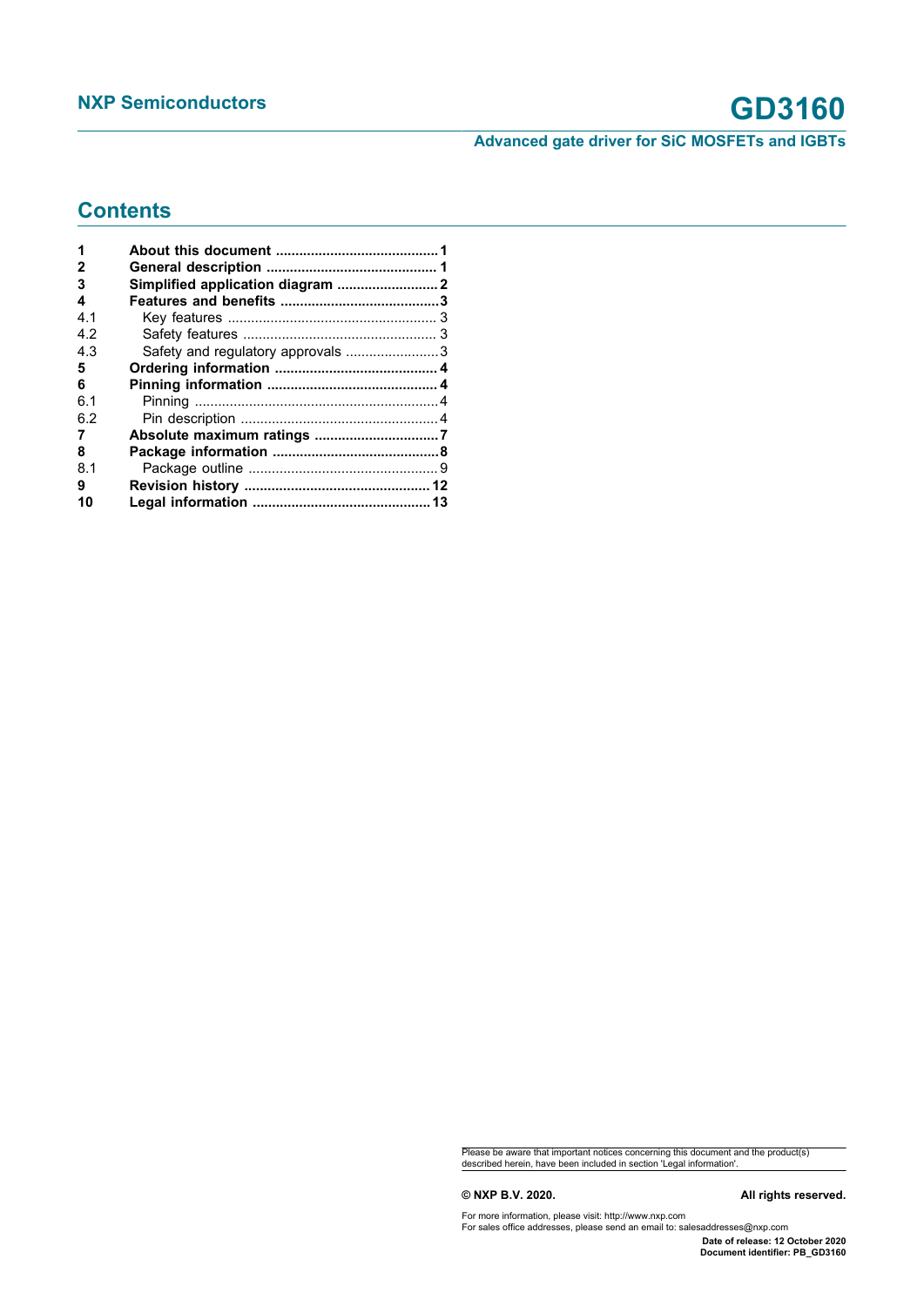## Contents

| | | |
|---|---|---|
| **1** | **About this document** | **1** |
| **2** | **General description** | **1** |
| **3** | **Simplified application diagram** | **2** |
| **4** | **Features and benefits** | **3** |
| 4.1 | Key features | 3 |
| 4.2 | Safety features | 3 |
| 4.3 | Safety and regulatory approvals | 3 |
| **5** | **Ordering information** | **4** |
| **6** | **Pinning information** | **4** |
| 6.1 | Pinning | 4 |
| 6.2 | Pin description | 4 |
| **7** | **Absolute maximum ratings** | **7** |
| **8** | **Package information** | **8** |
| 8.1 | Package outline | 9 |
| **9** | **Revision history** | **12** |
| **10** | **Legal information** | **13** |

Please be aware that important notices concerning this document and the product(s) described herein, have been included in section 'Legal information'.

**© NXP B.V. 2020.** **All rights reserved.**

For more information, please visit: http://www.nxp.com
For sales office addresses, please send an email to: salesaddresses@nxp.com

**Date of release: 12 October 2020**
**Document identifier: PB_GD3160**